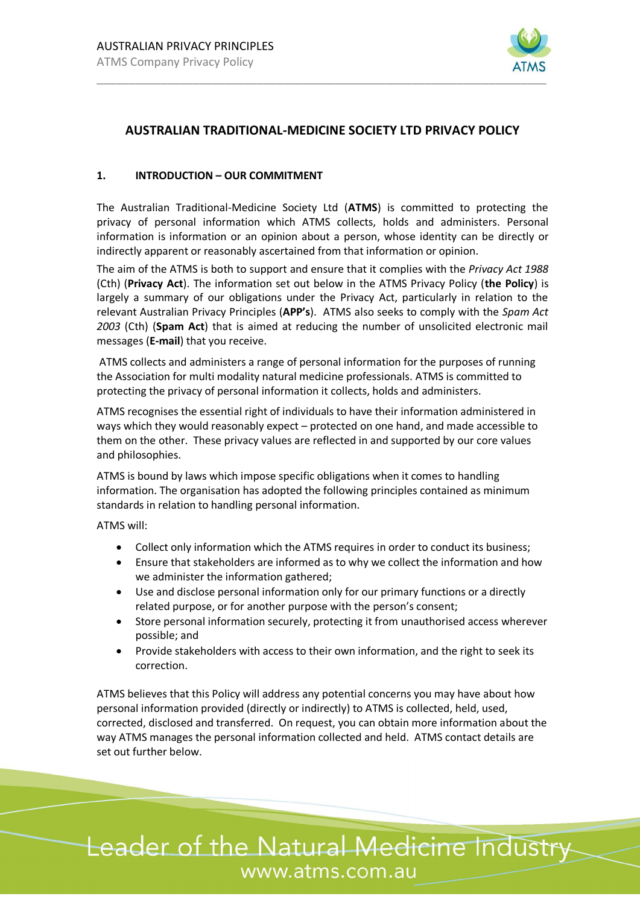# AUSTRALIAN TRADITIONAL-MEDICINE SOCIETY LTD PRIVACY POLICY

## 1. INTRODUCTION – OUR COMMITMENT

The Australian Traditional-Medicine Society Ltd (**ATMS**) is committed to protecting the privacy of personal information which ATMS collects, holds and administers. Personal information is information or an opinion about a person, whose identity can be directly or indirectly apparent or reasonably ascertained from that information or opinion.

The aim of the ATMS is both to support and ensure that it complies with the *Privacy Act 1988* (Cth) (**Privacy Act**). The information set out below in the ATMS Privacy Policy (**the Policy**) is largely a summary of our obligations under the Privacy Act, particularly in relation to the relevant Australian Privacy Principles (**APP's**). ATMS also seeks to comply with the *Spam Act 2003* (Cth) (**Spam Act**) that is aimed at reducing the number of unsolicited electronic mail messages (**E-mail**) that you receive.

ATMS collects and administers a range of personal information for the purposes of running the Association for multi modality natural medicine professionals. ATMS is committed to protecting the privacy of personal information it collects, holds and administers.

ATMS recognises the essential right of individuals to have their information administered in ways which they would reasonably expect – protected on one hand, and made accessible to them on the other. These privacy values are reflected in and supported by our core values and philosophies.

ATMS is bound by laws which impose specific obligations when it comes to handling information. The organisation has adopted the following principles contained as minimum standards in relation to handling personal information.

ATMS will:

- Collect only information which the ATMS requires in order to conduct its business;
- Ensure that stakeholders are informed as to why we collect the information and how we administer the information gathered;
- Use and disclose personal information only for our primary functions or a directly related purpose, or for another purpose with the person's consent;
- Store personal information securely, protecting it from unauthorised access wherever possible; and
- Provide stakeholders with access to their own information, and the right to seek its correction.

ATMS believes that this Policy will address any potential concerns you may have about how personal information provided (directly or indirectly) to ATMS is collected, held, used, corrected, disclosed and transferred. On request, you can obtain more information about the way ATMS manages the personal information collected and held. ATMS contact details are set out further below.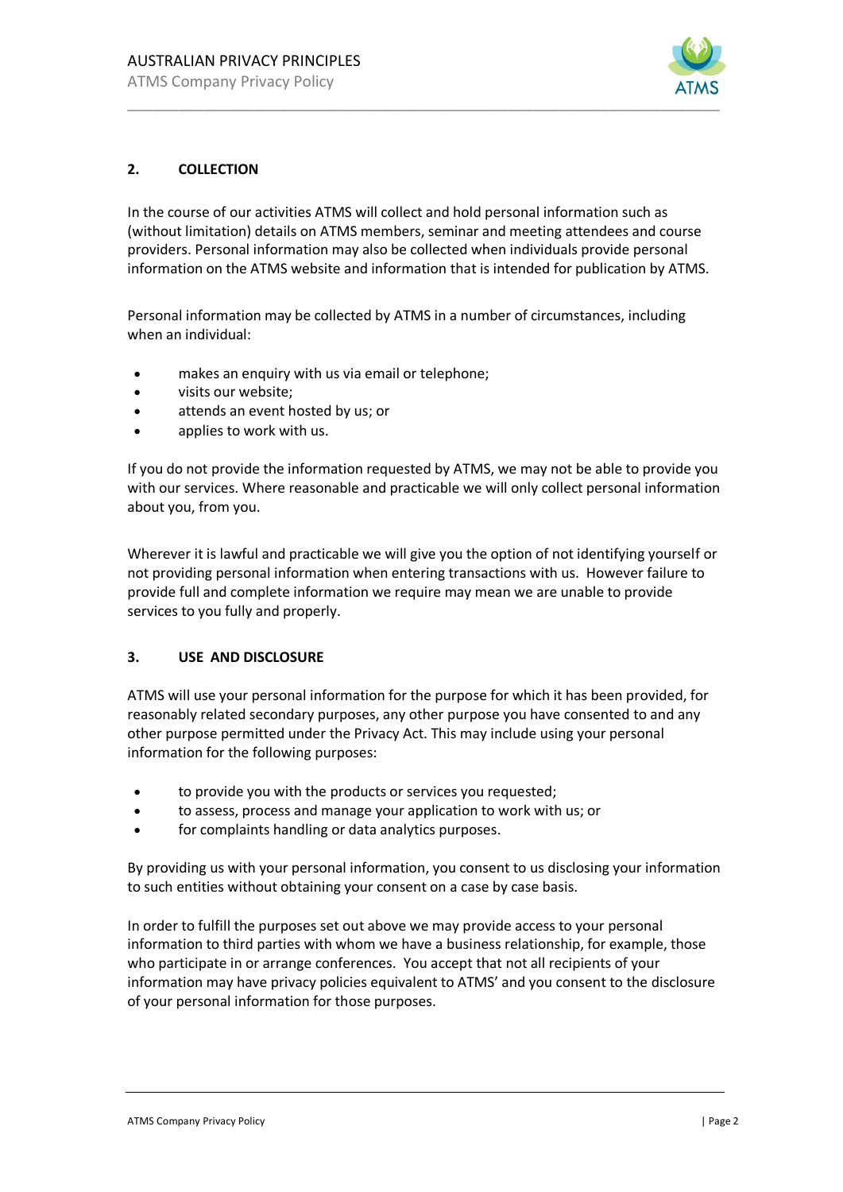## 2. COLLECTION

In the course of our activities ATMS will collect and hold personal information such as (without limitation) details on ATMS members, seminar and meeting attendees and course providers. Personal information may also be collected when individuals provide personal information on the ATMS website and information that is intended for publication by ATMS.

Personal information may be collected by ATMS in a number of circumstances, including when an individual:

- makes an enquiry with us via email or telephone;
- visits our website;
- attends an event hosted by us; or
- applies to work with us.

If you do not provide the information requested by ATMS, we may not be able to provide you with our services. Where reasonable and practicable we will only collect personal information about you, from you.

Wherever it is lawful and practicable we will give you the option of not identifying yourself or not providing personal information when entering transactions with us. However failure to provide full and complete information we require may mean we are unable to provide services to you fully and properly.

## 3. USE AND DISCLOSURE

ATMS will use your personal information for the purpose for which it has been provided, for reasonably related secondary purposes, any other purpose you have consented to and any other purpose permitted under the Privacy Act. This may include using your personal information for the following purposes:

- to provide you with the products or services you requested;
- to assess, process and manage your application to work with us; or
- for complaints handling or data analytics purposes.

By providing us with your personal information, you consent to us disclosing your information to such entities without obtaining your consent on a case by case basis.

In order to fulfill the purposes set out above we may provide access to your personal information to third parties with whom we have a business relationship, for example, those who participate in or arrange conferences. You accept that not all recipients of your information may have privacy policies equivalent to ATMS' and you consent to the disclosure of your personal information for those purposes.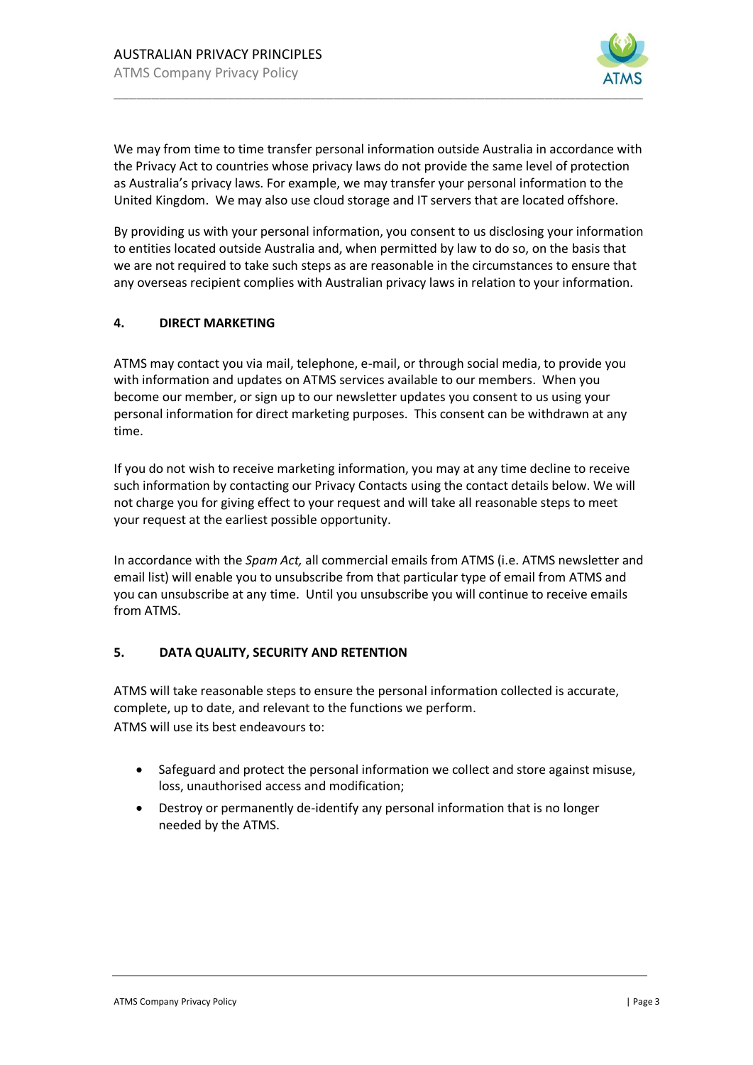We may from time to time transfer personal information outside Australia in accordance with the Privacy Act to countries whose privacy laws do not provide the same level of protection as Australia's privacy laws. For example, we may transfer your personal information to the United Kingdom. We may also use cloud storage and IT servers that are located offshore.

By providing us with your personal information, you consent to us disclosing your information to entities located outside Australia and, when permitted by law to do so, on the basis that we are not required to take such steps as are reasonable in the circumstances to ensure that any overseas recipient complies with Australian privacy laws in relation to your information.

## 4. DIRECT MARKETING

ATMS may contact you via mail, telephone, e-mail, or through social media, to provide you with information and updates on ATMS services available to our members. When you become our member, or sign up to our newsletter updates you consent to us using your personal information for direct marketing purposes. This consent can be withdrawn at any time.

If you do not wish to receive marketing information, you may at any time decline to receive such information by contacting our Privacy Contacts using the contact details below. We will not charge you for giving effect to your request and will take all reasonable steps to meet your request at the earliest possible opportunity.

In accordance with the *Spam Act,* all commercial emails from ATMS (i.e. ATMS newsletter and email list) will enable you to unsubscribe from that particular type of email from ATMS and you can unsubscribe at any time. Until you unsubscribe you will continue to receive emails from ATMS.

## 5. DATA QUALITY, SECURITY AND RETENTION

ATMS will take reasonable steps to ensure the personal information collected is accurate, complete, up to date, and relevant to the functions we perform.
ATMS will use its best endeavours to:

- Safeguard and protect the personal information we collect and store against misuse, loss, unauthorised access and modification;
- Destroy or permanently de-identify any personal information that is no longer needed by the ATMS.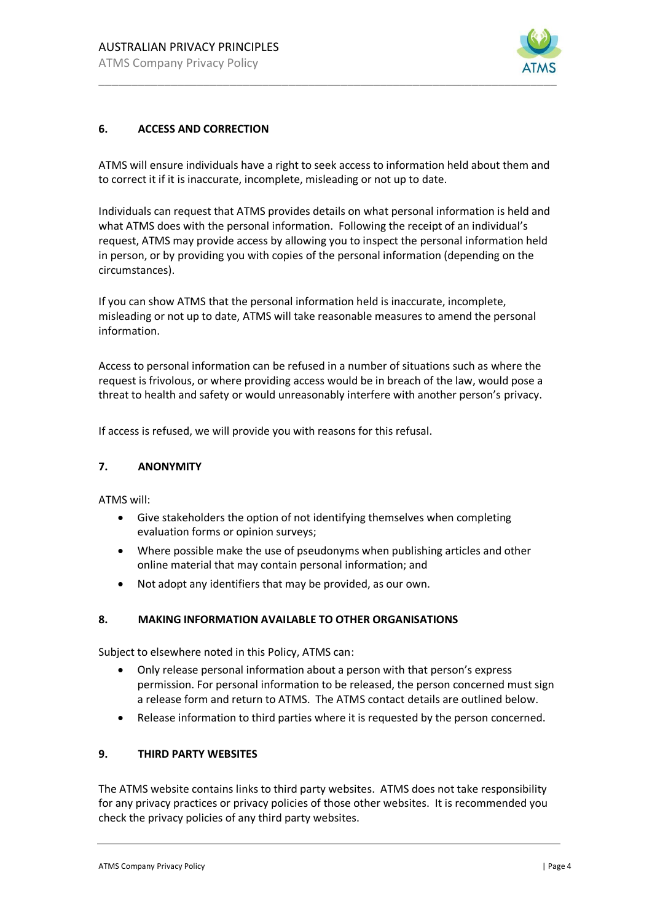## 6. ACCESS AND CORRECTION

ATMS will ensure individuals have a right to seek access to information held about them and to correct it if it is inaccurate, incomplete, misleading or not up to date.

Individuals can request that ATMS provides details on what personal information is held and what ATMS does with the personal information. Following the receipt of an individual's request, ATMS may provide access by allowing you to inspect the personal information held in person, or by providing you with copies of the personal information (depending on the circumstances).

If you can show ATMS that the personal information held is inaccurate, incomplete, misleading or not up to date, ATMS will take reasonable measures to amend the personal information.

Access to personal information can be refused in a number of situations such as where the request is frivolous, or where providing access would be in breach of the law, would pose a threat to health and safety or would unreasonably interfere with another person's privacy.

If access is refused, we will provide you with reasons for this refusal.

## 7. ANONYMITY

ATMS will:

- Give stakeholders the option of not identifying themselves when completing evaluation forms or opinion surveys;
- Where possible make the use of pseudonyms when publishing articles and other online material that may contain personal information; and
- Not adopt any identifiers that may be provided, as our own.

## 8. MAKING INFORMATION AVAILABLE TO OTHER ORGANISATIONS

Subject to elsewhere noted in this Policy, ATMS can:

- Only release personal information about a person with that person's express permission. For personal information to be released, the person concerned must sign a release form and return to ATMS. The ATMS contact details are outlined below.
- Release information to third parties where it is requested by the person concerned.

## 9. THIRD PARTY WEBSITES

The ATMS website contains links to third party websites. ATMS does not take responsibility for any privacy practices or privacy policies of those other websites. It is recommended you check the privacy policies of any third party websites.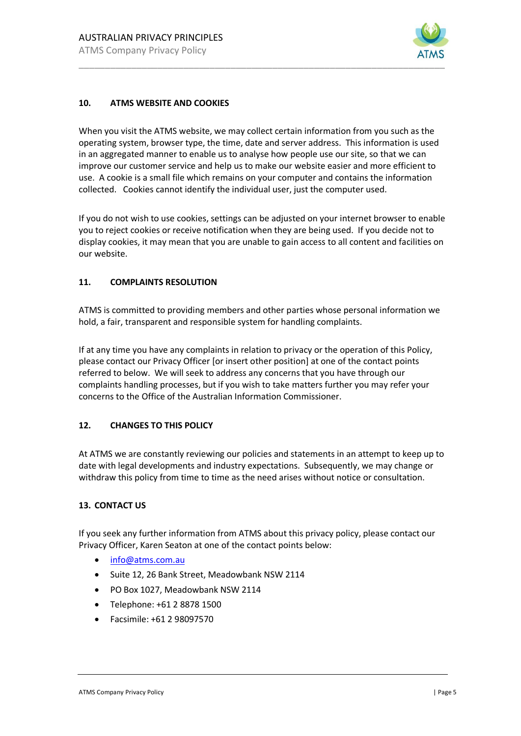## 10. ATMS WEBSITE AND COOKIES

When you visit the ATMS website, we may collect certain information from you such as the operating system, browser type, the time, date and server address. This information is used in an aggregated manner to enable us to analyse how people use our site, so that we can improve our customer service and help us to make our website easier and more efficient to use. A cookie is a small file which remains on your computer and contains the information collected. Cookies cannot identify the individual user, just the computer used.

If you do not wish to use cookies, settings can be adjusted on your internet browser to enable you to reject cookies or receive notification when they are being used. If you decide not to display cookies, it may mean that you are unable to gain access to all content and facilities on our website.

## 11. COMPLAINTS RESOLUTION

ATMS is committed to providing members and other parties whose personal information we hold, a fair, transparent and responsible system for handling complaints.

If at any time you have any complaints in relation to privacy or the operation of this Policy, please contact our Privacy Officer [or insert other position] at one of the contact points referred to below. We will seek to address any concerns that you have through our complaints handling processes, but if you wish to take matters further you may refer your concerns to the Office of the Australian Information Commissioner.

## 12. CHANGES TO THIS POLICY

At ATMS we are constantly reviewing our policies and statements in an attempt to keep up to date with legal developments and industry expectations. Subsequently, we may change or withdraw this policy from time to time as the need arises without notice or consultation.

## 13. CONTACT US

If you seek any further information from ATMS about this privacy policy, please contact our Privacy Officer, Karen Seaton at one of the contact points below:

- info@atms.com.au
- Suite 12, 26 Bank Street, Meadowbank NSW 2114
- PO Box 1027, Meadowbank NSW 2114
- Telephone: +61 2 8878 1500
- Facsimile: +61 2 98097570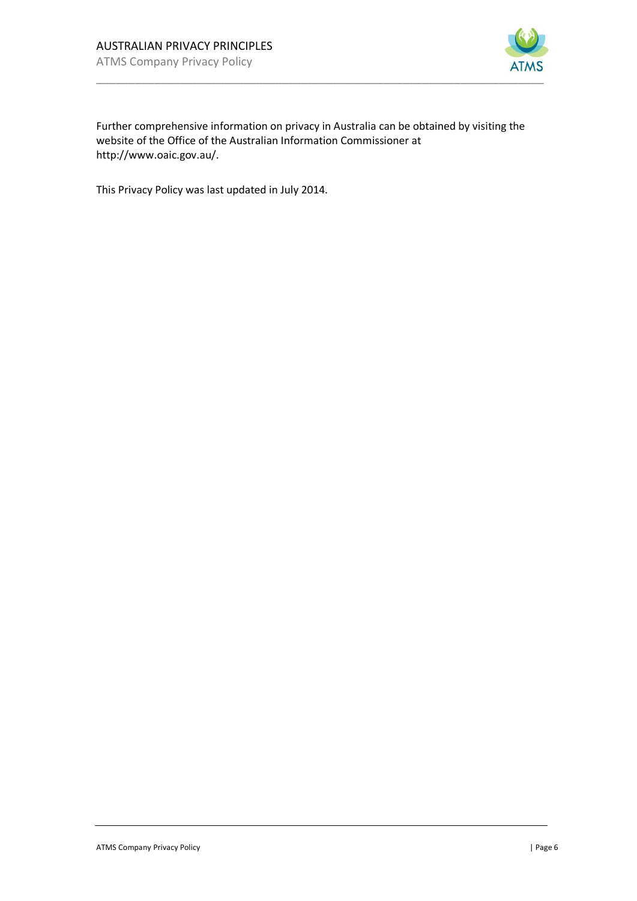Further comprehensive information on privacy in Australia can be obtained by visiting the website of the Office of the Australian Information Commissioner at http://www.oaic.gov.au/.

This Privacy Policy was last updated in July 2014.